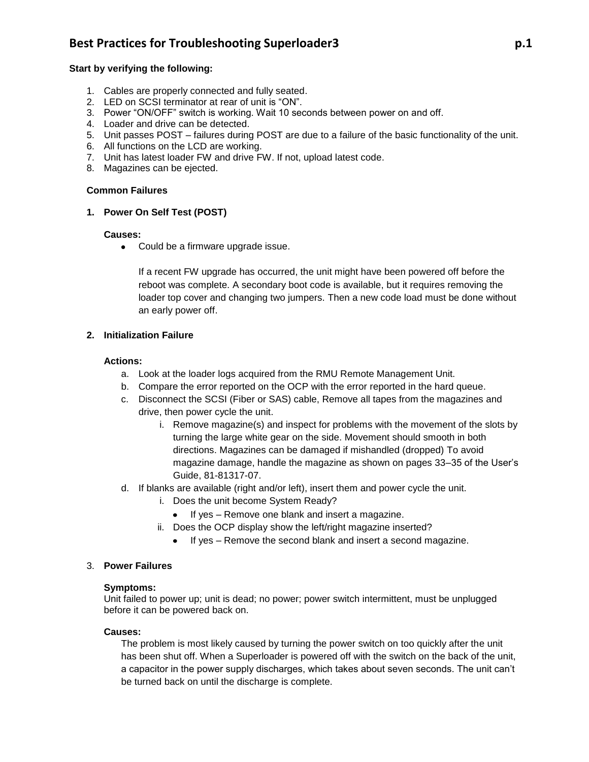# Best Practices for Troubleshooting Superloader3

**Start by verifying the following:**

1. Cables are properly connected and fully seated.
2. LED on SCSI terminator at rear of unit is "ON".
3. Power "ON/OFF" switch is working. Wait 10 seconds between power on and off.
4. Loader and drive can be detected.
5. Unit passes POST – failures during POST are due to a failure of the basic functionality of the unit.
6. All functions on the LCD are working.
7. Unit has latest loader FW and drive FW. If not, upload latest code.
8. Magazines can be ejected.

## Common Failures

### 1. Power On Self Test (POST)

**Causes:**

- Could be a firmware upgrade issue.

  If a recent FW upgrade has occurred, the unit might have been powered off before the reboot was complete. A secondary boot code is available, but it requires removing the loader top cover and changing two jumpers. Then a new code load must be done without an early power off.

### 2. Initialization Failure

**Actions:**

a. Look at the loader logs acquired from the RMU Remote Management Unit.
b. Compare the error reported on the OCP with the error reported in the hard queue.
c. Disconnect the SCSI (Fiber or SAS) cable, Remove all tapes from the magazines and drive, then power cycle the unit.
   i. Remove magazine(s) and inspect for problems with the movement of the slots by turning the large white gear on the side. Movement should smooth in both directions. Magazines can be damaged if mishandled (dropped) To avoid magazine damage, handle the magazine as shown on pages 33–35 of the User's Guide, 81-81317-07.
d. If blanks are available (right and/or left), insert them and power cycle the unit.
   i. Does the unit become System Ready?
      - If yes – Remove one blank and insert a magazine.
   ii. Does the OCP display show the left/right magazine inserted?
      - If yes – Remove the second blank and insert a second magazine.

### 3. Power Failures

**Symptoms:**
Unit failed to power up; unit is dead; no power; power switch intermittent, must be unplugged before it can be powered back on.

**Causes:**
The problem is most likely caused by turning the power switch on too quickly after the unit has been shut off. When a Superloader is powered off with the switch on the back of the unit, a capacitor in the power supply discharges, which takes about seven seconds. The unit can't be turned back on until the discharge is complete.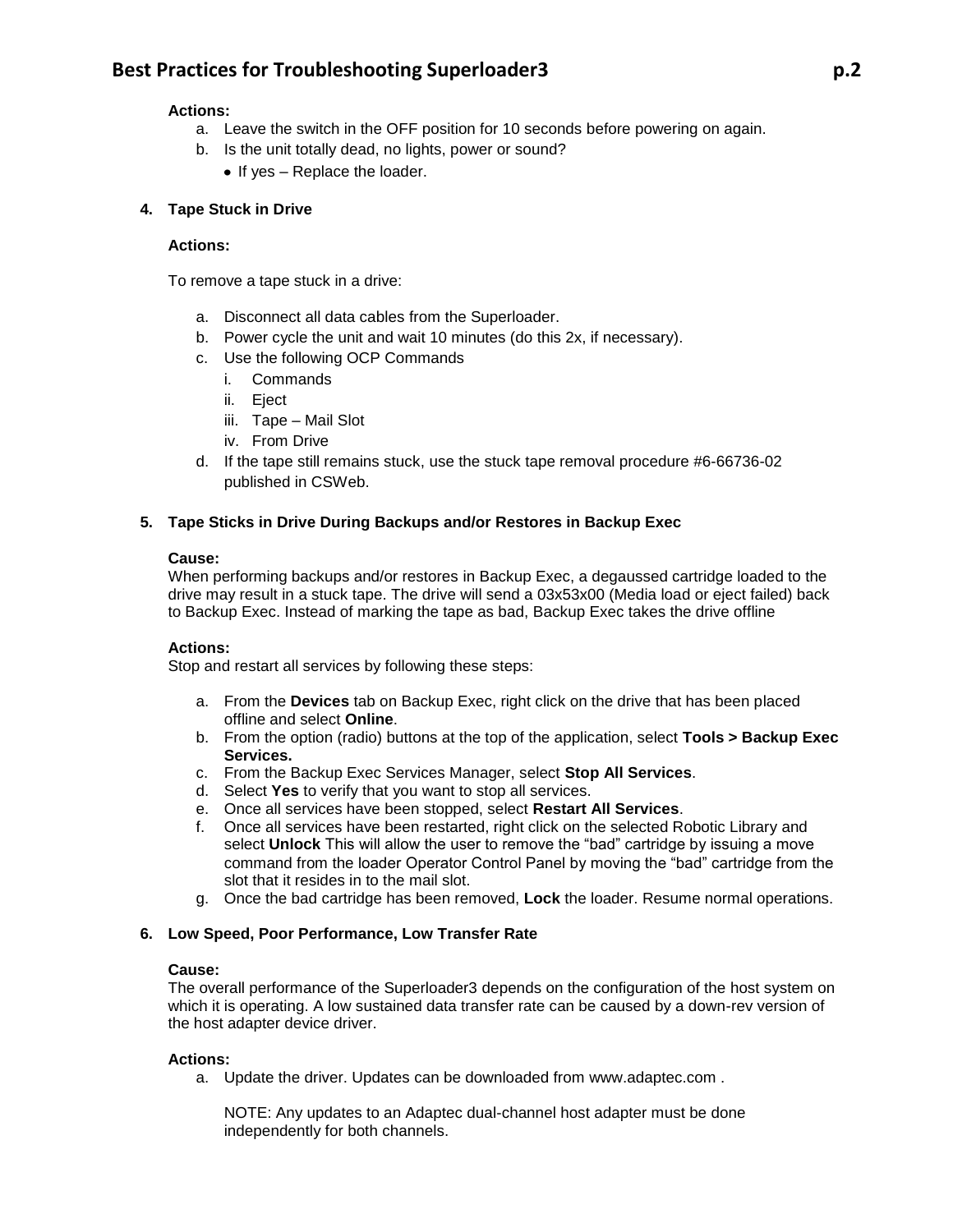**Actions:**

a. Leave the switch in the OFF position for 10 seconds before powering on again.
b. Is the unit totally dead, no lights, power or sound?
   - If yes – Replace the loader.

**4. Tape Stuck in Drive**

**Actions:**

To remove a tape stuck in a drive:

a. Disconnect all data cables from the Superloader.
b. Power cycle the unit and wait 10 minutes (do this 2x, if necessary).
c. Use the following OCP Commands
   i. Commands
   ii. Eject
   iii. Tape – Mail Slot
   iv. From Drive
d. If the tape still remains stuck, use the stuck tape removal procedure #6-66736-02 published in CSWeb.

**5. Tape Sticks in Drive During Backups and/or Restores in Backup Exec**

**Cause:**
When performing backups and/or restores in Backup Exec, a degaussed cartridge loaded to the drive may result in a stuck tape. The drive will send a 03x53x00 (Media load or eject failed) back to Backup Exec. Instead of marking the tape as bad, Backup Exec takes the drive offline

**Actions:**
Stop and restart all services by following these steps:

a. From the **Devices** tab on Backup Exec, right click on the drive that has been placed offline and select **Online**.
b. From the option (radio) buttons at the top of the application, select **Tools > Backup Exec Services.**
c. From the Backup Exec Services Manager, select **Stop All Services**.
d. Select **Yes** to verify that you want to stop all services.
e. Once all services have been stopped, select **Restart All Services**.
f. Once all services have been restarted, right click on the selected Robotic Library and select **Unlock** This will allow the user to remove the "bad" cartridge by issuing a move command from the loader Operator Control Panel by moving the "bad" cartridge from the slot that it resides in to the mail slot.
g. Once the bad cartridge has been removed, **Lock** the loader. Resume normal operations.

**6. Low Speed, Poor Performance, Low Transfer Rate**

**Cause:**
The overall performance of the Superloader3 depends on the configuration of the host system on which it is operating. A low sustained data transfer rate can be caused by a down-rev version of the host adapter device driver.

**Actions:**

a. Update the driver. Updates can be downloaded from www.adaptec.com .

   NOTE: Any updates to an Adaptec dual-channel host adapter must be done independently for both channels.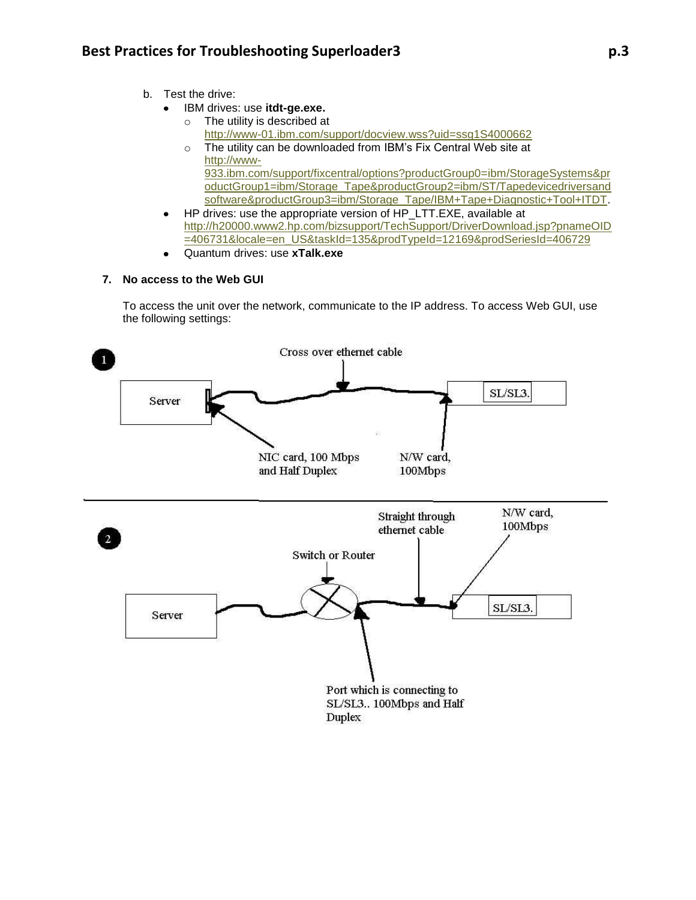b. Test the drive:
   - IBM drives: use **itdt-ge.exe.**
     - The utility is described at http://www-01.ibm.com/support/docview.wss?uid=ssg1S4000662
     - The utility can be downloaded from IBM's Fix Central Web site at http://www-933.ibm.com/support/fixcentral/options?productGroup0=ibm/StorageSystems&productGroup1=ibm/Storage_Tape&productGroup2=ibm/ST/Tapedevicedriversandsoftware&productGroup3=ibm/Storage_Tape/IBM+Tape+Diagnostic+Tool+ITDT.
   - HP drives: use the appropriate version of HP_LTT.EXE, available at http://h20000.www2.hp.com/bizsupport/TechSupport/DriverDownload.jsp?pnameOID=406731&locale=en_US&taskId=135&prodTypeId=12169&prodSeriesId=406729
   - Quantum drives: use **xTalk.exe**

### 7. No access to the Web GUI

To access the unit over the network, communicate to the IP address. To access Web GUI, use the following settings:

1

Cross over ethernet cable

Server

SL/SL3.

NIC card, 100 Mbps and Half Duplex

N/W card, 100Mbps

2

Straight through ethernet cable

N/W card, 100Mbps

Switch or Router

Server

SL/SL3.

Port which is connecting to SL/SL3.. 100Mbps and Half Duplex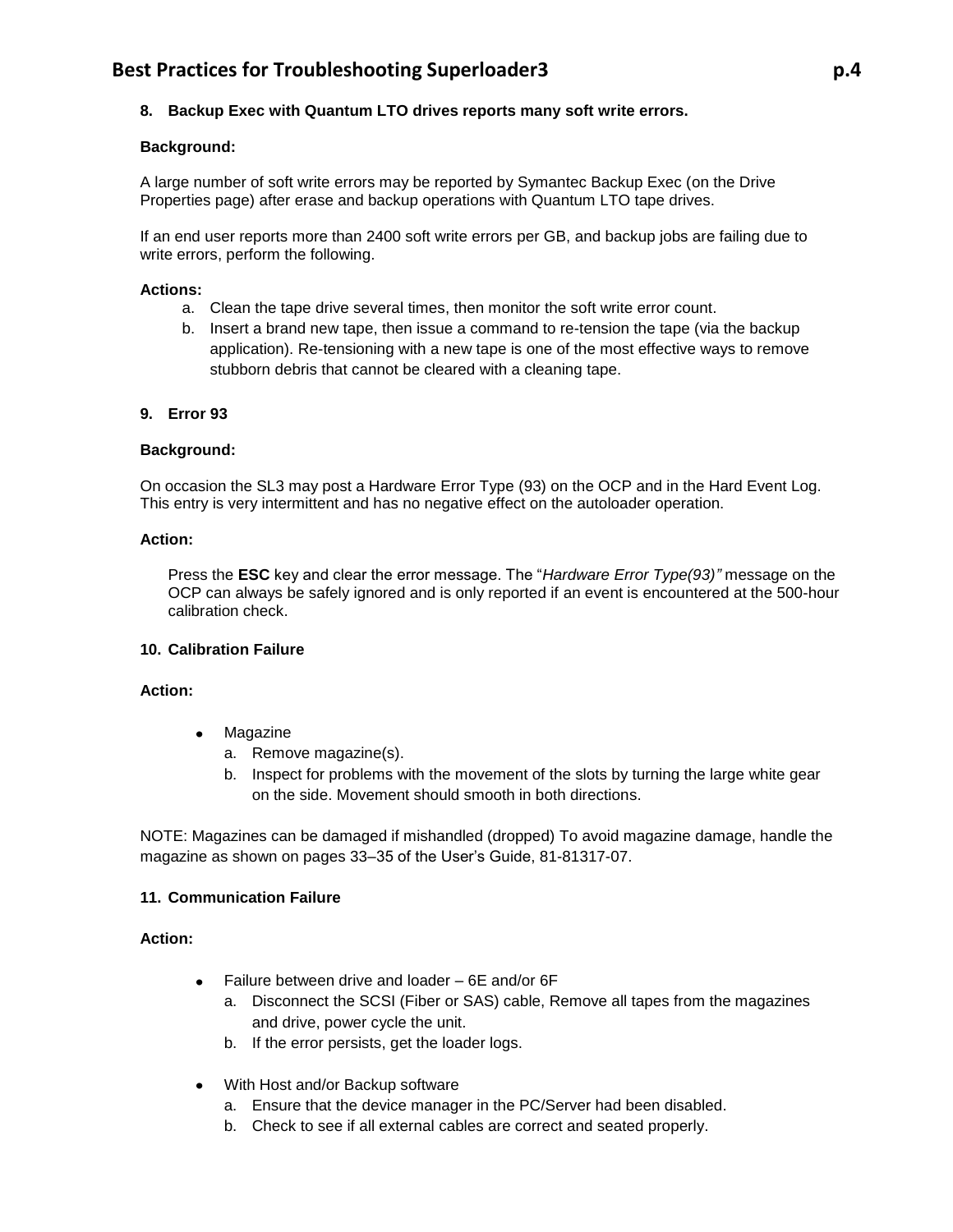**8. Backup Exec with Quantum LTO drives reports many soft write errors.**

**Background:**

A large number of soft write errors may be reported by Symantec Backup Exec (on the Drive Properties page) after erase and backup operations with Quantum LTO tape drives.

If an end user reports more than 2400 soft write errors per GB, and backup jobs are failing due to write errors, perform the following.

**Actions:**

a. Clean the tape drive several times, then monitor the soft write error count.
b. Insert a brand new tape, then issue a command to re-tension the tape (via the backup application). Re-tensioning with a new tape is one of the most effective ways to remove stubborn debris that cannot be cleared with a cleaning tape.

**9. Error 93**

**Background:**

On occasion the SL3 may post a Hardware Error Type (93) on the OCP and in the Hard Event Log. This entry is very intermittent and has no negative effect on the autoloader operation.

**Action:**

Press the **ESC** key and clear the error message. The "*Hardware Error Type(93)"* message on the OCP can always be safely ignored and is only reported if an event is encountered at the 500-hour calibration check.

**10. Calibration Failure**

**Action:**

- Magazine
  a. Remove magazine(s).
  b. Inspect for problems with the movement of the slots by turning the large white gear on the side. Movement should smooth in both directions.

NOTE: Magazines can be damaged if mishandled (dropped) To avoid magazine damage, handle the magazine as shown on pages 33–35 of the User's Guide, 81-81317-07.

**11. Communication Failure**

**Action:**

- Failure between drive and loader – 6E and/or 6F
  a. Disconnect the SCSI (Fiber or SAS) cable, Remove all tapes from the magazines and drive, power cycle the unit.
  b. If the error persists, get the loader logs.

- With Host and/or Backup software
  a. Ensure that the device manager in the PC/Server had been disabled.
  b. Check to see if all external cables are correct and seated properly.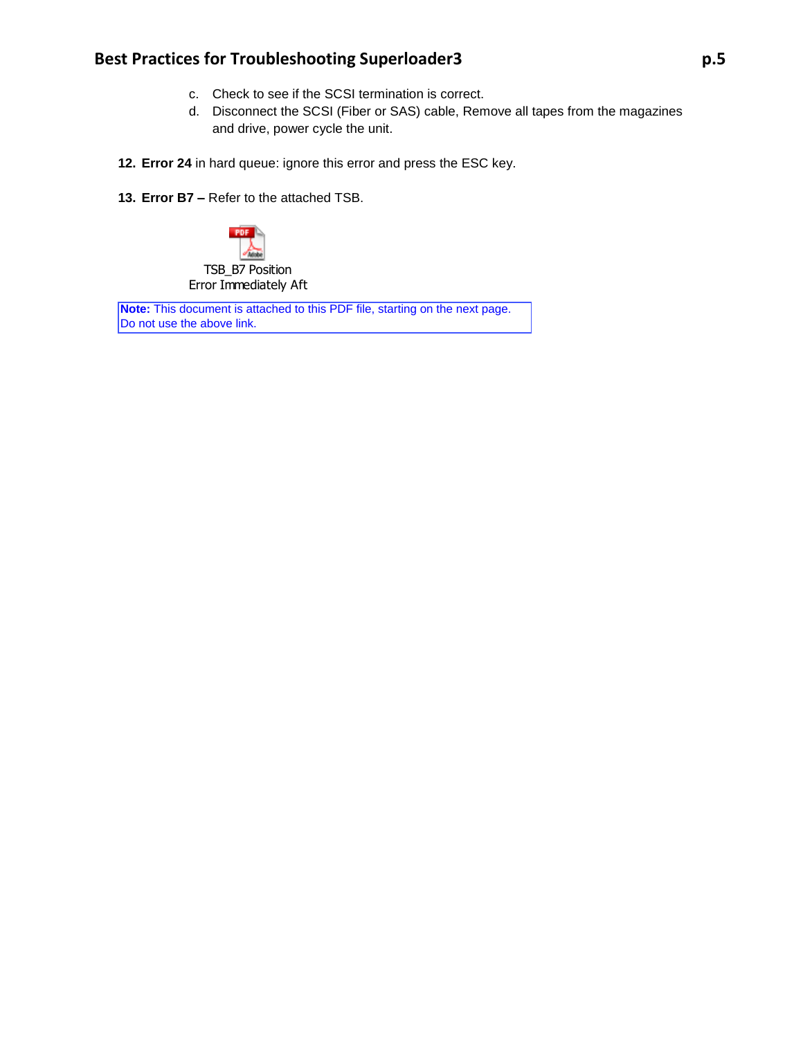c. Check to see if the SCSI termination is correct.
d. Disconnect the SCSI (Fiber or SAS) cable, Remove all tapes from the magazines and drive, power cycle the unit.

12. **Error 24** in hard queue: ignore this error and press the ESC key.

13. **Error B7 –** Refer to the attached TSB.

TSB_B7 Position Error Immediately Aft

**Note:** This document is attached to this PDF file, starting on the next page. Do not use the above link.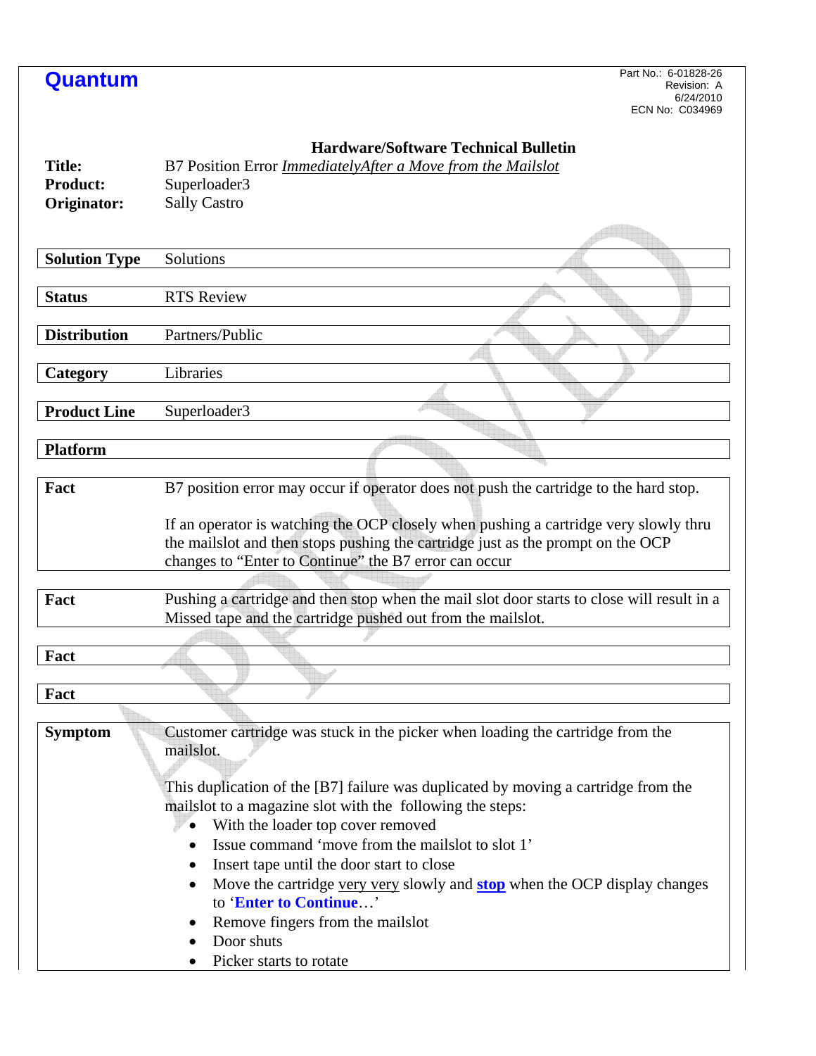**Quantum**

Part No.: 6-01828-26
Revision: A
6/24/2010
ECN No: C034969

**Hardware/Software Technical Bulletin**

**Title:** B7 Position Error *ImmediatelyAfter a Move from the Mailslot*
**Product:** Superloader3
**Originator:** Sally Castro

| | |
|---|---|
| **Solution Type** | Solutions |
| **Status** | RTS Review |
| **Distribution** | Partners/Public |
| **Category** | Libraries |
| **Product Line** | Superloader3 |
| **Platform** | |
| **Fact** | B7 position error may occur if operator does not push the cartridge to the hard stop.<br><br>If an operator is watching the OCP closely when pushing a cartridge very slowly thru the mailslot and then stops pushing the cartridge just as the prompt on the OCP changes to "Enter to Continue" the B7 error can occur |
| **Fact** | Pushing a cartridge and then stop when the mail slot door starts to close will result in a Missed tape and the cartridge pushed out from the mailslot. |
| **Fact** | |
| **Fact** | |
| **Symptom** | Customer cartridge was stuck in the picker when loading the cartridge from the mailslot.<br><br>This duplication of the [B7] failure was duplicated by moving a cartridge from the mailslot to a magazine slot with the following the steps:<br>• With the loader top cover removed<br>• Issue command 'move from the mailslot to slot 1'<br>• Insert tape until the door start to close<br>• Move the cartridge very very slowly and **stop** when the OCP display changes to '**Enter to Continue**…'<br>• Remove fingers from the mailslot<br>• Door shuts<br>• Picker starts to rotate |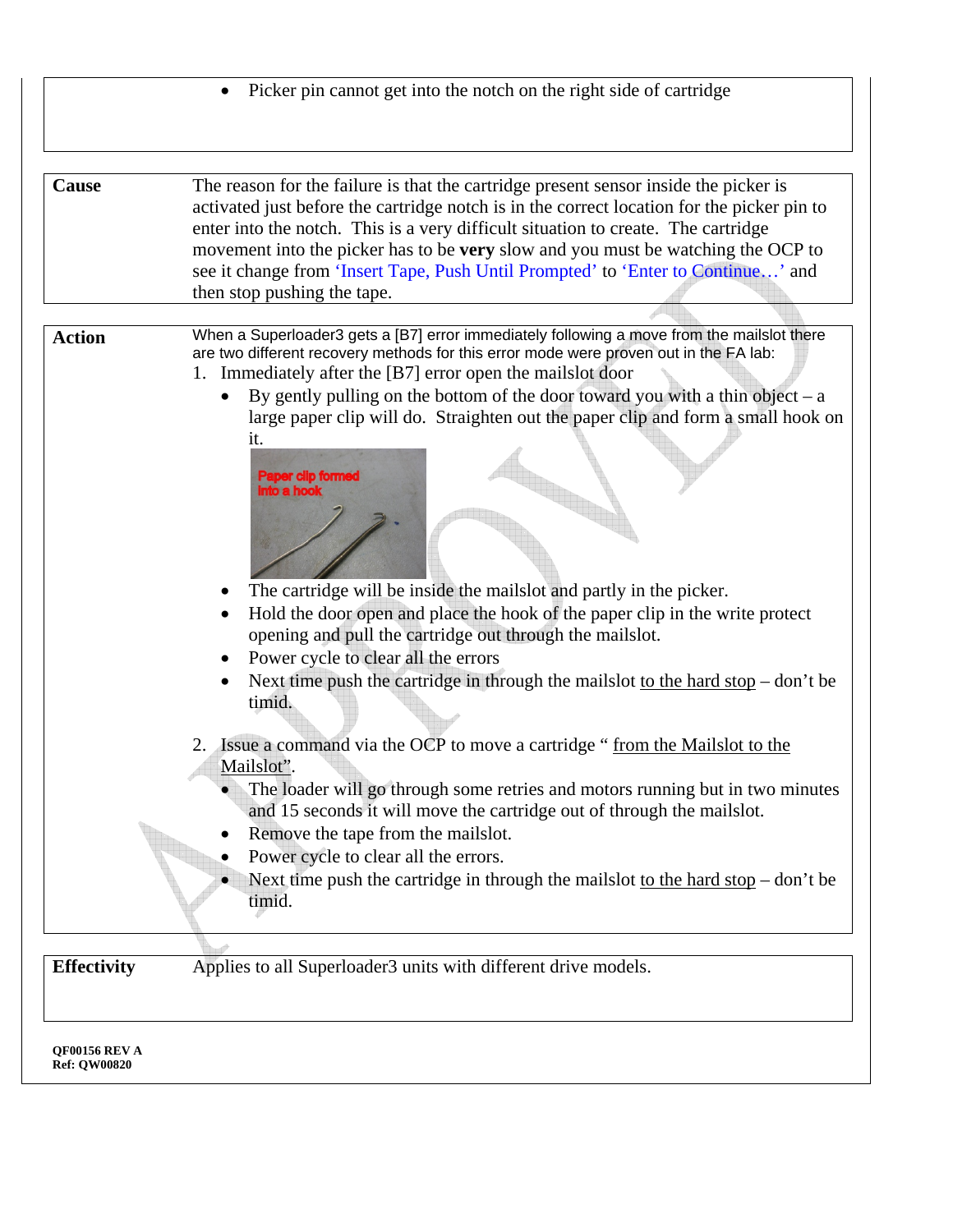| | |
|---|---|
| | • Picker pin cannot get into the notch on the right side of cartridge |

| | |
|---|---|
| **Cause** | The reason for the failure is that the cartridge present sensor inside the picker is activated just before the cartridge notch is in the correct location for the picker pin to enter into the notch. This is a very difficult situation to create. The cartridge movement into the picker has to be **very** slow and you must be watching the OCP to see it change from 'Insert Tape, Push Until Prompted' to 'Enter to Continue…' and then stop pushing the tape. |

**Action**

When a Superloader3 gets a [B7] error immediately following a move from the mailslot there are two different recovery methods for this error mode were proven out in the FA lab:

1. Immediately after the [B7] error open the mailslot door
   - By gently pulling on the bottom of the door toward you with a thin object – a large paper clip will do. Straighten out the paper clip and form a small hook on it.

     Paper clip formed into a hook

   - The cartridge will be inside the mailslot and partly in the picker.
   - Hold the door open and place the hook of the paper clip in the write protect opening and pull the cartridge out through the mailslot.
   - Power cycle to clear all the errors
   - Next time push the cartridge in through the mailslot to the hard stop – don't be timid.

2. Issue a command via the OCP to move a cartridge " from the Mailslot to the Mailslot".
   - The loader will go through some retries and motors running but in two minutes and 15 seconds it will move the cartridge out of through the mailslot.
   - Remove the tape from the mailslot.
   - Power cycle to clear all the errors.
   - Next time push the cartridge in through the mailslot to the hard stop – don't be timid.

| | |
|---|---|
| **Effectivity** | Applies to all Superloader3 units with different drive models. |

**QF00156 REV A**
**Ref: QW00820**